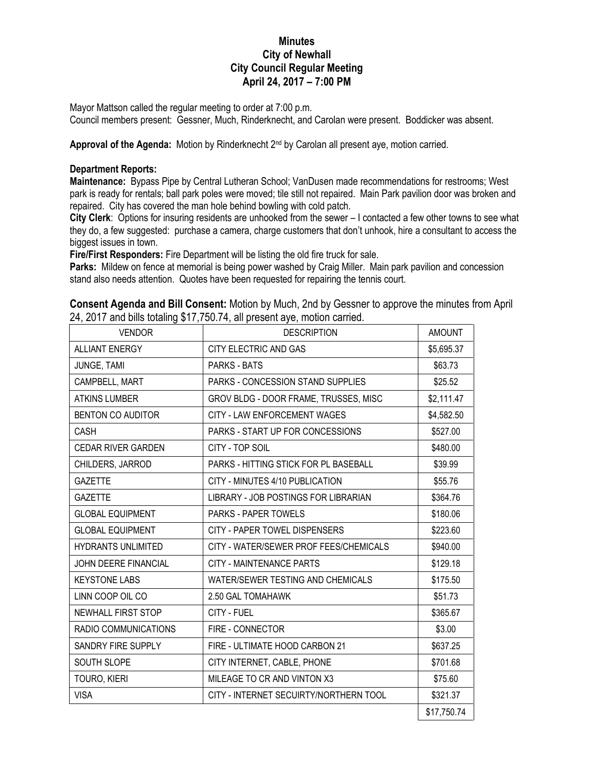# Minutes
# City of Newhall
# City Council Regular Meeting
# April 24, 2017 – 7:00 PM

Mayor Mattson called the regular meeting to order at 7:00 p.m.
Council members present: Gessner, Much, Rinderknecht, and Carolan were present. Boddicker was absent.

**Approval of the Agenda:** Motion by Rinderknecht 2nd by Carolan all present aye, motion carried.

**Department Reports:**

**Maintenance:** Bypass Pipe by Central Lutheran School; VanDusen made recommendations for restrooms; West park is ready for rentals; ball park poles were moved; tile still not repaired. Main Park pavilion door was broken and repaired. City has covered the man hole behind bowling with cold patch.

**City Clerk**: Options for insuring residents are unhooked from the sewer – I contacted a few other towns to see what they do, a few suggested: purchase a camera, charge customers that don't unhook, hire a consultant to access the biggest issues in town.

**Fire/First Responders:** Fire Department will be listing the old fire truck for sale.

**Parks:** Mildew on fence at memorial is being power washed by Craig Miller. Main park pavilion and concession stand also needs attention. Quotes have been requested for repairing the tennis court.

**Consent Agenda and Bill Consent:** Motion by Much, 2nd by Gessner to approve the minutes from April 24, 2017 and bills totaling $17,750.74, all present aye, motion carried.

| VENDOR | DESCRIPTION | AMOUNT |
|---|---|---|
| ALLIANT ENERGY | CITY ELECTRIC AND GAS | $5,695.37 |
| JUNGE, TAMI | PARKS - BATS | $63.73 |
| CAMPBELL, MART | PARKS - CONCESSION STAND SUPPLIES | $25.52 |
| ATKINS LUMBER | GROV BLDG - DOOR FRAME, TRUSSES, MISC | $2,111.47 |
| BENTON CO AUDITOR | CITY - LAW ENFORCEMENT WAGES | $4,582.50 |
| CASH | PARKS - START UP FOR CONCESSIONS | $527.00 |
| CEDAR RIVER GARDEN | CITY - TOP SOIL | $480.00 |
| CHILDERS, JARROD | PARKS - HITTING STICK FOR PL BASEBALL | $39.99 |
| GAZETTE | CITY - MINUTES 4/10 PUBLICATION | $55.76 |
| GAZETTE | LIBRARY - JOB POSTINGS FOR LIBRARIAN | $364.76 |
| GLOBAL EQUIPMENT | PARKS - PAPER TOWELS | $180.06 |
| GLOBAL EQUIPMENT | CITY - PAPER TOWEL DISPENSERS | $223.60 |
| HYDRANTS UNLIMITED | CITY - WATER/SEWER PROF FEES/CHEMICALS | $940.00 |
| JOHN DEERE FINANCIAL | CITY - MAINTENANCE PARTS | $129.18 |
| KEYSTONE LABS | WATER/SEWER TESTING AND CHEMICALS | $175.50 |
| LINN COOP OIL CO | 2.50 GAL TOMAHAWK | $51.73 |
| NEWHALL FIRST STOP | CITY - FUEL | $365.67 |
| RADIO COMMUNICATIONS | FIRE - CONNECTOR | $3.00 |
| SANDRY FIRE SUPPLY | FIRE - ULTIMATE HOOD CARBON 21 | $637.25 |
| SOUTH SLOPE | CITY INTERNET, CABLE, PHONE | $701.68 |
| TOURO, KIERI | MILEAGE TO CR AND VINTON X3 | $75.60 |
| VISA | CITY - INTERNET SECUIRTY/NORTHERN TOOL | $321.37 |
| | | $17,750.74 |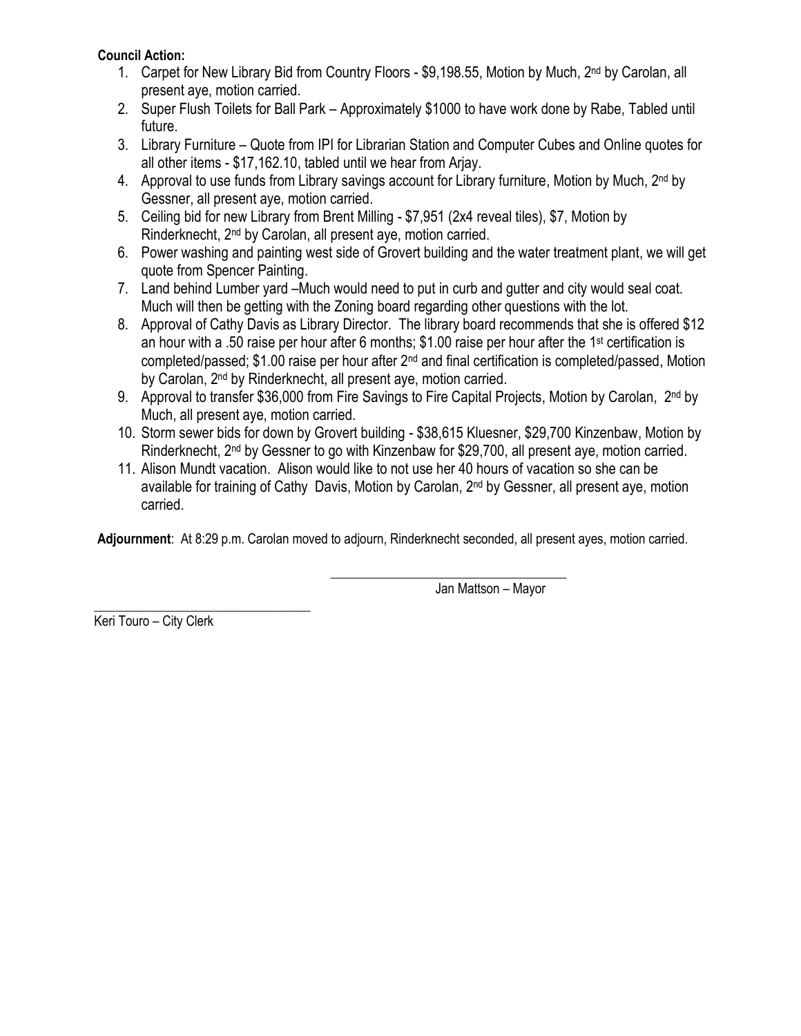**Council Action:**

1. Carpet for New Library Bid from Country Floors - $9,198.55, Motion by Much, 2[nd] by Carolan, all present aye, motion carried.
2. Super Flush Toilets for Ball Park – Approximately $1000 to have work done by Rabe, Tabled until future.
3. Library Furniture – Quote from IPI for Librarian Station and Computer Cubes and Online quotes for all other items - $17,162.10, tabled until we hear from Arjay.
4. Approval to use funds from Library savings account for Library furniture, Motion by Much, 2[nd] by Gessner, all present aye, motion carried.
5. Ceiling bid for new Library from Brent Milling - $7,951 (2x4 reveal tiles), $7, Motion by Rinderknecht, 2[nd] by Carolan, all present aye, motion carried.
6. Power washing and painting west side of Grovert building and the water treatment plant, we will get quote from Spencer Painting.
7. Land behind Lumber yard –Much would need to put in curb and gutter and city would seal coat. Much will then be getting with the Zoning board regarding other questions with the lot.
8. Approval of Cathy Davis as Library Director. The library board recommends that she is offered $12 an hour with a .50 raise per hour after 6 months; $1.00 raise per hour after the 1[st] certification is completed/passed; $1.00 raise per hour after 2[nd] and final certification is completed/passed, Motion by Carolan, 2[nd] by Rinderknecht, all present aye, motion carried.
9. Approval to transfer $36,000 from Fire Savings to Fire Capital Projects, Motion by Carolan, 2[nd] by Much, all present aye, motion carried.
10. Storm sewer bids for down by Grovert building - $38,615 Kluesner, $29,700 Kinzenbaw, Motion by Rinderknecht, 2[nd] by Gessner to go with Kinzenbaw for $29,700, all present aye, motion carried.
11. Alison Mundt vacation. Alison would like to not use her 40 hours of vacation so she can be available for training of Cathy Davis, Motion by Carolan, 2[nd] by Gessner, all present aye, motion carried.

**Adjournment**: At 8:29 p.m. Carolan moved to adjourn, Rinderknecht seconded, all present ayes, motion carried.

\_\_\_\_\_\_\_\_\_\_\_\_\_\_\_\_\_\_\_\_\_\_\_\_\_\_\_\_\_\_\_\_\_\_\_\_

Jan Mattson – Mayor

\_\_\_\_\_\_\_\_\_\_\_\_\_\_\_\_\_\_\_\_\_\_\_\_\_\_\_\_\_\_\_\_\_\_\_\_

Keri Touro – City Clerk